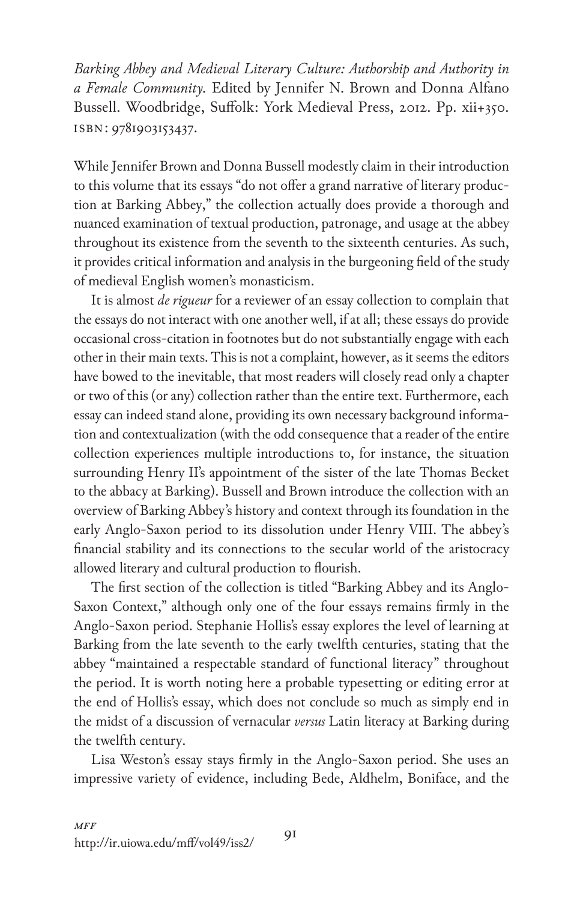*Barking Abbey and Medieval Literary Culture: Authorship and Authority in a Female Community.* Edited by Jennifer N. Brown and Donna Alfano Bussell. Woodbridge, Suffolk: York Medieval Press, 2012. Pp. xii+350. ISBN: 9781903153437.

While Jennifer Brown and Donna Bussell modestly claim in their introduction to this volume that its essays "do not offer a grand narrative of literary production at Barking Abbey," the collection actually does provide a thorough and nuanced examination of textual production, patronage, and usage at the abbey throughout its existence from the seventh to the sixteenth centuries. As such, it provides critical information and analysis in the burgeoning field of the study of medieval English women's monasticism.

It is almost *de rigueur* for a reviewer of an essay collection to complain that the essays do not interact with one another well, if at all; these essays do provide occasional cross-citation in footnotes but do not substantially engage with each other in their main texts. This is not a complaint, however, as it seems the editors have bowed to the inevitable, that most readers will closely read only a chapter or two of this (or any) collection rather than the entire text. Furthermore, each essay can indeed stand alone, providing its own necessary background information and contextualization (with the odd consequence that a reader of the entire collection experiences multiple introductions to, for instance, the situation surrounding Henry II's appointment of the sister of the late Thomas Becket to the abbacy at Barking). Bussell and Brown introduce the collection with an overview of Barking Abbey's history and context through its foundation in the early Anglo-Saxon period to its dissolution under Henry VIII. The abbey's financial stability and its connections to the secular world of the aristocracy allowed literary and cultural production to flourish.

The first section of the collection is titled "Barking Abbey and its Anglo-Saxon Context," although only one of the four essays remains firmly in the Anglo-Saxon period. Stephanie Hollis's essay explores the level of learning at Barking from the late seventh to the early twelfth centuries, stating that the abbey "maintained a respectable standard of functional literacy" throughout the period. It is worth noting here a probable typesetting or editing error at the end of Hollis's essay, which does not conclude so much as simply end in the midst of a discussion of vernacular *versus* Latin literacy at Barking during the twelfth century.

Lisa Weston's essay stays firmly in the Anglo-Saxon period. She uses an impressive variety of evidence, including Bede, Aldhelm, Boniface, and the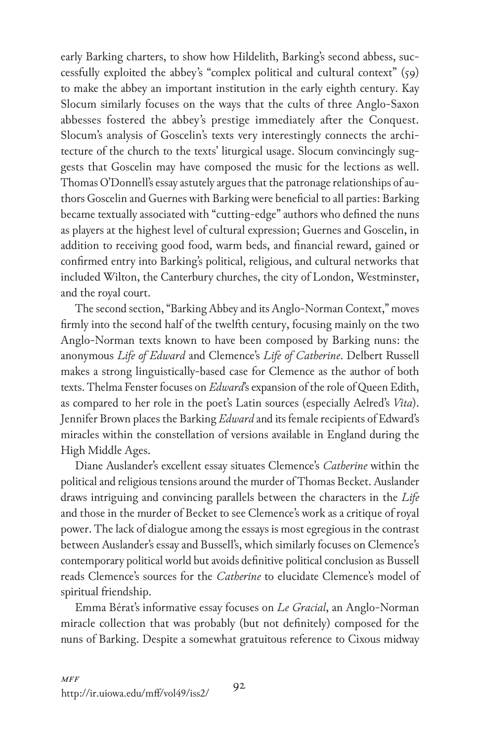early Barking charters, to show how Hildelith, Barking's second abbess, successfully exploited the abbey's "complex political and cultural context" (59) to make the abbey an important institution in the early eighth century. Kay Slocum similarly focuses on the ways that the cults of three Anglo-Saxon abbesses fostered the abbey's prestige immediately after the Conquest. Slocum's analysis of Goscelin's texts very interestingly connects the architecture of the church to the texts' liturgical usage. Slocum convincingly suggests that Goscelin may have composed the music for the lections as well. Thomas O'Donnell's essay astutely argues that the patronage relationships of authors Goscelin and Guernes with Barking were beneficial to all parties: Barking became textually associated with "cutting-edge" authors who defined the nuns as players at the highest level of cultural expression; Guernes and Goscelin, in addition to receiving good food, warm beds, and financial reward, gained or confirmed entry into Barking's political, religious, and cultural networks that included Wilton, the Canterbury churches, the city of London, Westminster, and the royal court.

The second section, "Barking Abbey and its Anglo-Norman Context," moves firmly into the second half of the twelfth century, focusing mainly on the two Anglo-Norman texts known to have been composed by Barking nuns: the anonymous *Life of Edward* and Clemence's *Life of Catherine*. Delbert Russell makes a strong linguistically-based case for Clemence as the author of both texts. Thelma Fenster focuses on *Edward*'s expansion of the role of Queen Edith, as compared to her role in the poet's Latin sources (especially Aelred's *Vita*). Jennifer Brown places the Barking *Edward* and its female recipients of Edward's miracles within the constellation of versions available in England during the High Middle Ages.

Diane Auslander's excellent essay situates Clemence's *Catherine* within the political and religious tensions around the murder of Thomas Becket. Auslander draws intriguing and convincing parallels between the characters in the *Life* and those in the murder of Becket to see Clemence's work as a critique of royal power. The lack of dialogue among the essays is most egregious in the contrast between Auslander's essay and Bussell's, which similarly focuses on Clemence's contemporary political world but avoids definitive political conclusion as Bussell reads Clemence's sources for the *Catherine* to elucidate Clemence's model of spiritual friendship.

Emma Bérat's informative essay focuses on *Le Gracial*, an Anglo-Norman miracle collection that was probably (but not definitely) composed for the nuns of Barking. Despite a somewhat gratuitous reference to Cixous midway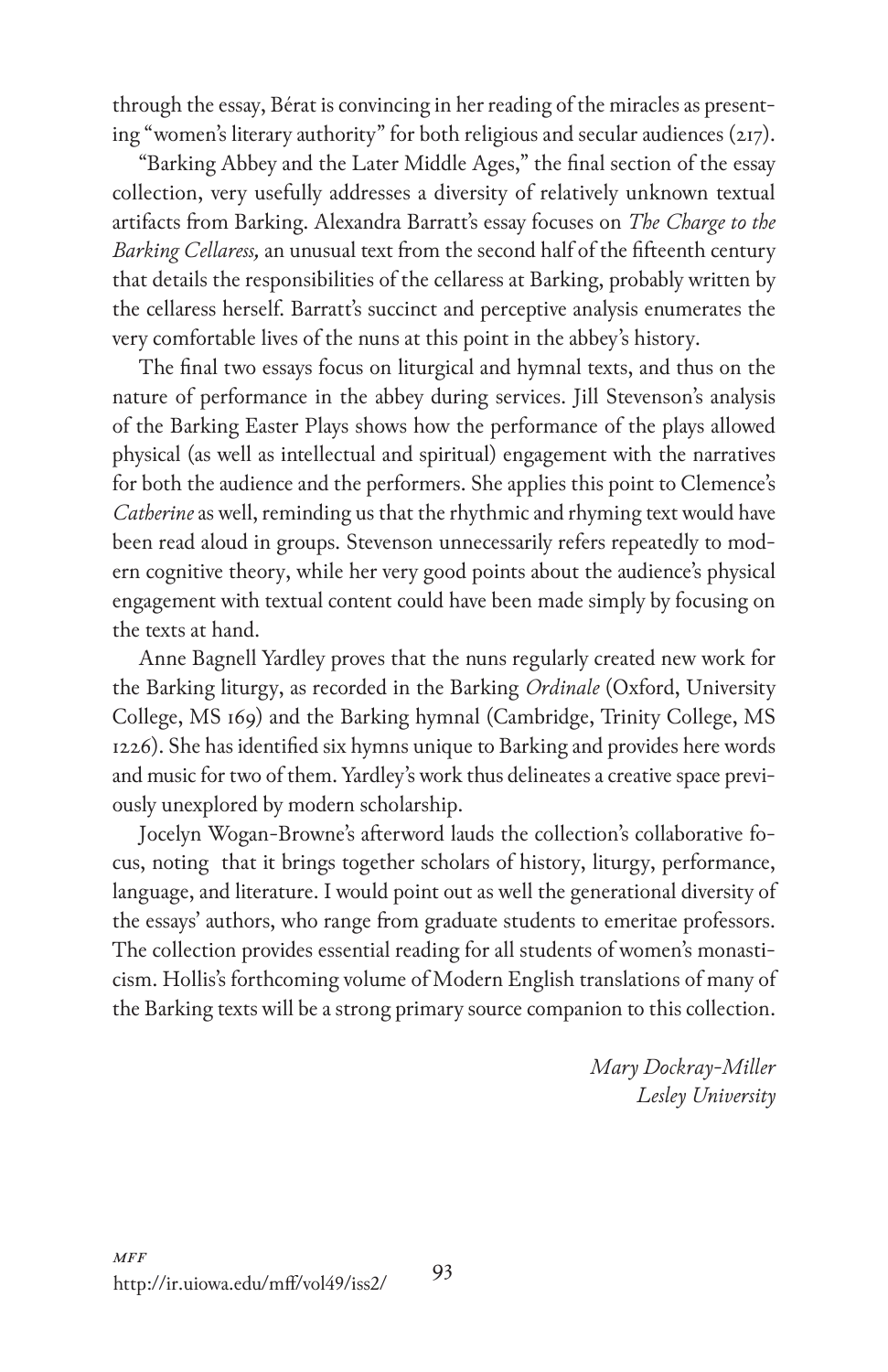through the essay, Bérat is convincing in her reading of the miracles as presenting "women's literary authority" for both religious and secular audiences (217).

"Barking Abbey and the Later Middle Ages," the final section of the essay collection, very usefully addresses a diversity of relatively unknown textual artifacts from Barking. Alexandra Barratt's essay focuses on *The Charge to the Barking Cellaress,* an unusual text from the second half of the fifteenth century that details the responsibilities of the cellaress at Barking, probably written by the cellaress herself. Barratt's succinct and perceptive analysis enumerates the very comfortable lives of the nuns at this point in the abbey's history.

The final two essays focus on liturgical and hymnal texts, and thus on the nature of performance in the abbey during services. Jill Stevenson's analysis of the Barking Easter Plays shows how the performance of the plays allowed physical (as well as intellectual and spiritual) engagement with the narratives for both the audience and the performers. She applies this point to Clemence's *Catherine* as well, reminding us that the rhythmic and rhyming text would have been read aloud in groups. Stevenson unnecessarily refers repeatedly to modern cognitive theory, while her very good points about the audience's physical engagement with textual content could have been made simply by focusing on the texts at hand.

Anne Bagnell Yardley proves that the nuns regularly created new work for the Barking liturgy, as recorded in the Barking *Ordinale* (Oxford, University College, MS 169) and the Barking hymnal (Cambridge, Trinity College, MS 1226). She has identified six hymns unique to Barking and provides here words and music for two of them. Yardley's work thus delineates a creative space previously unexplored by modern scholarship.

Jocelyn Wogan-Browne's afterword lauds the collection's collaborative focus, noting that it brings together scholars of history, liturgy, performance, language, and literature. I would point out as well the generational diversity of the essays' authors, who range from graduate students to emeritae professors. The collection provides essential reading for all students of women's monasticism. Hollis's forthcoming volume of Modern English translations of many of the Barking texts will be a strong primary source companion to this collection.

*Mary Dockray-Miller*
*Lesley University*